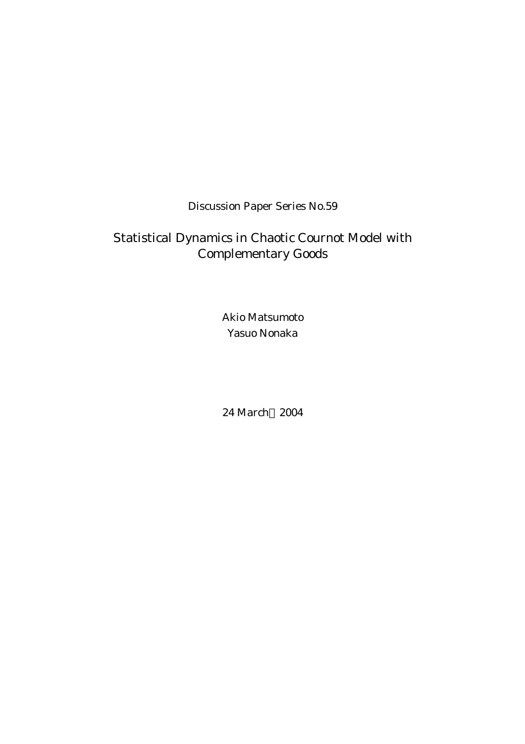Discussion Paper Series No.59

# Statistical Dynamics in Chaotic Cournot Model with Complementary Goods

Akio Matsumoto

Yasuo Nonaka

24 March，2004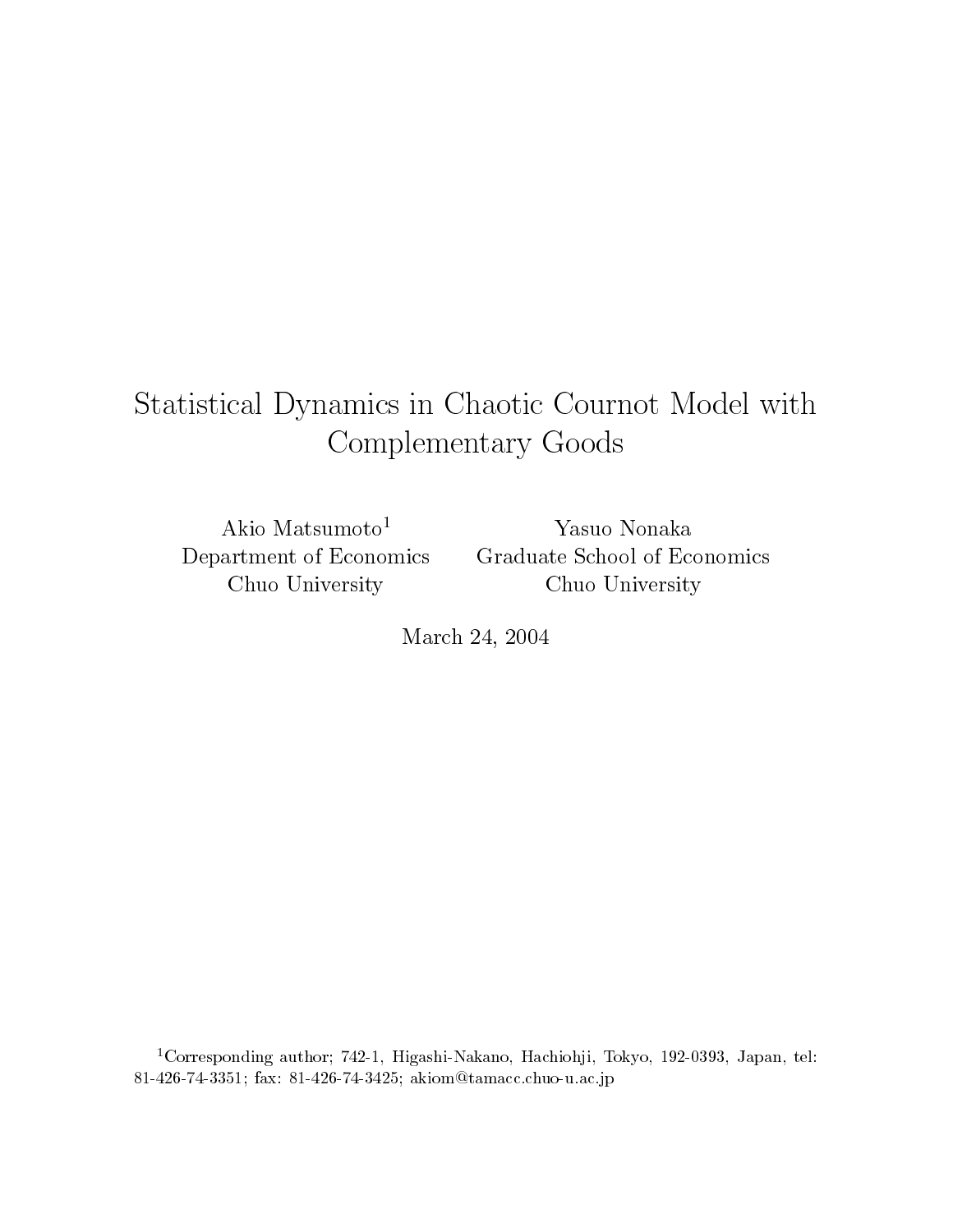# Statistical Dynamics in Chaotic Cournot Model with Complementary Goods

Akio Matsumoto[1]
Department of Economics
Chuo University

Yasuo Nonaka
Graduate School of Economics
Chuo University

March 24, 2004

[1]Corresponding author; 742-1, Higashi-Nakano, Hachiohji, Tokyo, 192-0393, Japan, tel: 81-426-74-3351; fax: 81-426-74-3425; akiom@tamacc.chuo-u.ac.jp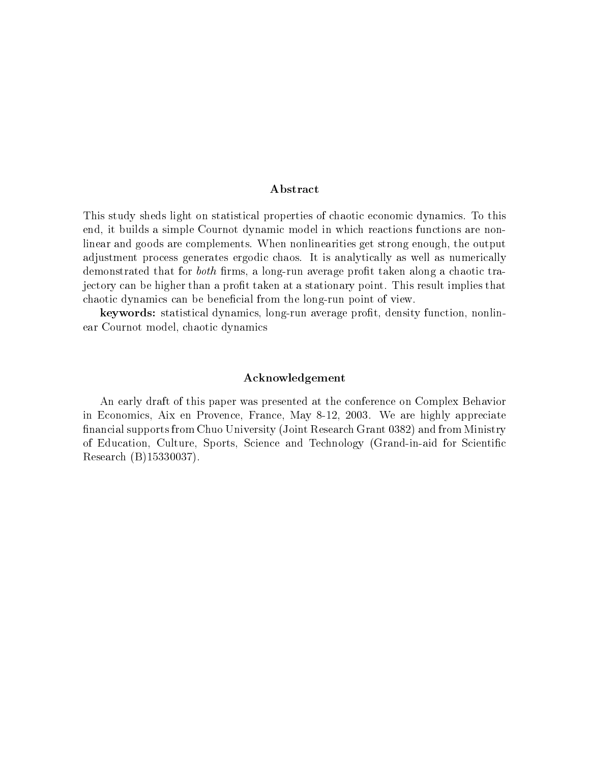## Abstract

This study sheds light on statistical properties of chaotic economic dynamics. To this end, it builds a simple Cournot dynamic model in which reactions functions are nonlinear and goods are complements. When nonlinearities get strong enough, the output adjustment process generates ergodic chaos. It is analytically as well as numerically demonstrated that for *both* firms, a long-run average profit taken along a chaotic trajectory can be higher than a profit taken at a stationary point. This result implies that chaotic dynamics can be beneficial from the long-run point of view.

**keywords:** statistical dynamics, long-run average profit, density function, nonlinear Cournot model, chaotic dynamics

## Acknowledgement

An early draft of this paper was presented at the conference on Complex Behavior in Economics, Aix en Provence, France, May 8-12, 2003. We are highly appreciate financial supports from Chuo University (Joint Research Grant 0382) and from Ministry of Education, Culture, Sports, Science and Technology (Grand-in-aid for Scientific Research (B)15330037).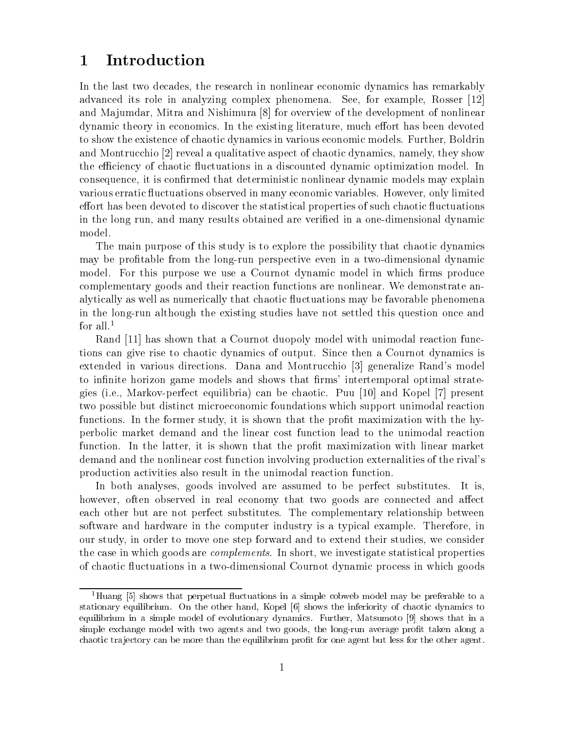# 1 Introduction

In the last two decades, the research in nonlinear economic dynamics has remarkably advanced its role in analyzing complex phenomena. See, for example, Rosser [12] and Majumdar, Mitra and Nishimura [8] for overview of the development of nonlinear dynamic theory in economics. In the existing literature, much effort has been devoted to show the existence of chaotic dynamics in various economic models. Further, Boldrin and Montrucchio [2] reveal a qualitative aspect of chaotic dynamics, namely, they show the efficiency of chaotic fluctuations in a discounted dynamic optimization model. In consequence, it is confirmed that deterministic nonlinear dynamic models may explain various erratic fluctuations observed in many economic variables. However, only limited effort has been devoted to discover the statistical properties of such chaotic fluctuations in the long run, and many results obtained are verified in a one-dimensional dynamic model.

The main purpose of this study is to explore the possibility that chaotic dynamics may be profitable from the long-run perspective even in a two-dimensional dynamic model. For this purpose we use a Cournot dynamic model in which firms produce complementary goods and their reaction functions are nonlinear. We demonstrate analytically as well as numerically that chaotic fluctuations may be favorable phenomena in the long-run although the existing studies have not settled this question once and for all.[1]

Rand [11] has shown that a Cournot duopoly model with unimodal reaction functions can give rise to chaotic dynamics of output. Since then a Cournot dynamics is extended in various directions. Dana and Montrucchio [3] generalize Rand's model to infinite horizon game models and shows that firms' intertemporal optimal strategies (i.e., Markov-perfect equilibria) can be chaotic. Puu [10] and Kopel [7] present two possible but distinct microeconomic foundations which support unimodal reaction functions. In the former study, it is shown that the profit maximization with the hyperbolic market demand and the linear cost function lead to the unimodal reaction function. In the latter, it is shown that the profit maximization with linear market demand and the nonlinear cost function involving production externalities of the rival's production activities also result in the unimodal reaction function.

In both analyses, goods involved are assumed to be perfect substitutes. It is, however, often observed in real economy that two goods are connected and affect each other but are not perfect substitutes. The complementary relationship between software and hardware in the computer industry is a typical example. Therefore, in our study, in order to move one step forward and to extend their studies, we consider the case in which goods are *complements*. In short, we investigate statistical properties of chaotic fluctuations in a two-dimensional Cournot dynamic process in which goods

[1] Huang [5] shows that perpetual fluctuations in a simple cobweb model may be preferable to a stationary equilibrium. On the other hand, Kopel [6] shows the inferiority of chaotic dynamics to equilibrium in a simple model of evolutionary dynamics. Further, Matsumoto [9] shows that in a simple exchange model with two agents and two goods, the long-run average profit taken along a chaotic trajectory can be more than the equilibrium profit for one agent but less for the other agent.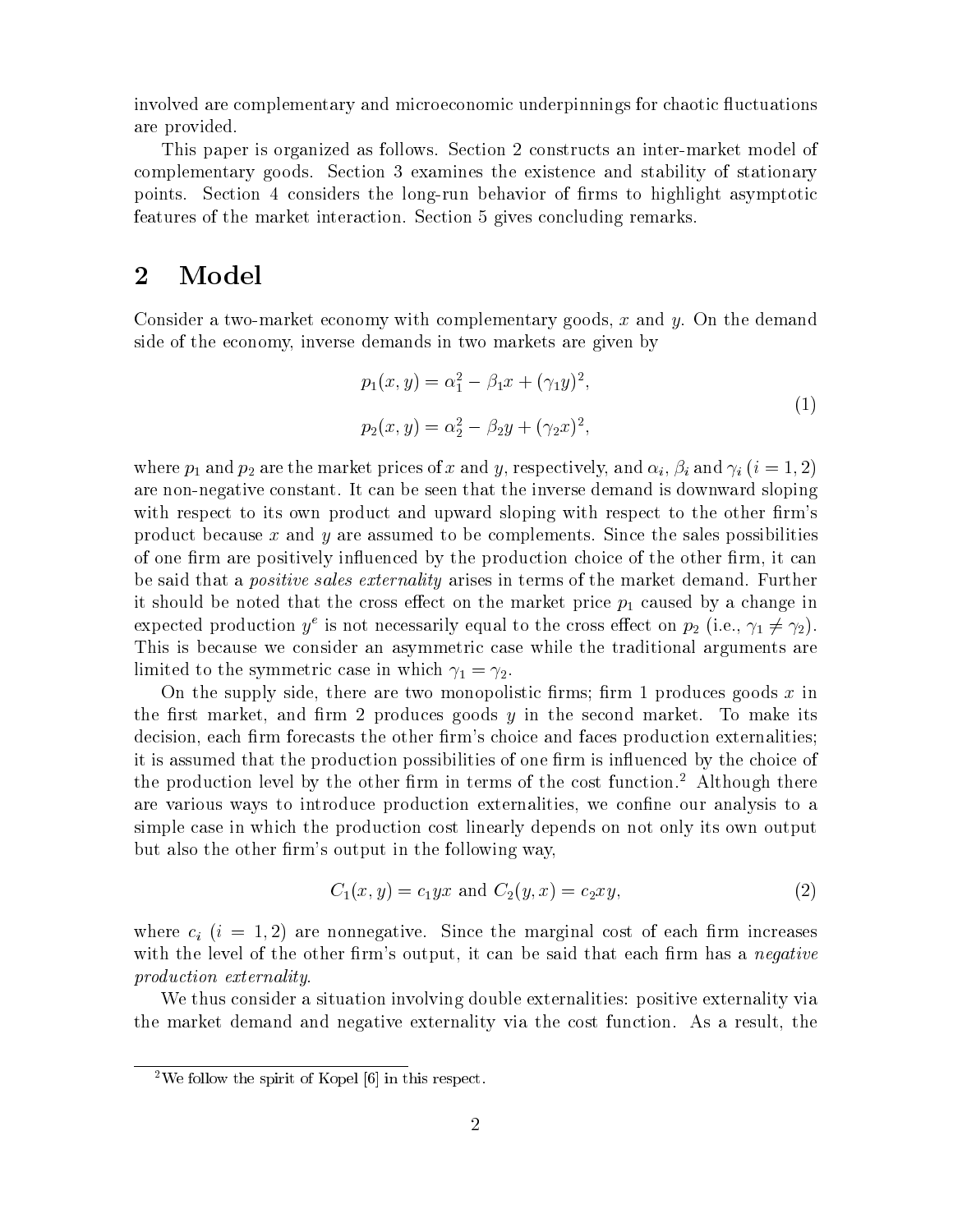involved are complementary and microeconomic underpinnings for chaotic fluctuations are provided.

This paper is organized as follows. Section 2 constructs an inter-market model of complementary goods. Section 3 examines the existence and stability of stationary points. Section 4 considers the long-run behavior of firms to highlight asymptotic features of the market interaction. Section 5 gives concluding remarks.

## 2 Model

Consider a two-market economy with complementary goods, $x$ and $y$. On the demand side of the economy, inverse demands in two markets are given by

$$
\begin{aligned}
p_1(x, y) &= \alpha_1^2 - \beta_1 x + (\gamma_1 y)^2, \\
p_2(x, y) &= \alpha_2^2 - \beta_2 y + (\gamma_2 x)^2,
\end{aligned}
\tag{1}
$$

where $p_1$ and $p_2$ are the market prices of $x$ and $y$, respectively, and $\alpha_i$, $\beta_i$ and $\gamma_i$ $(i = 1, 2)$ are non-negative constant. It can be seen that the inverse demand is downward sloping with respect to its own product and upward sloping with respect to the other firm's product because $x$ and $y$ are assumed to be complements. Since the sales possibilities of one firm are positively influenced by the production choice of the other firm, it can be said that a *positive sales externality* arises in terms of the market demand. Further it should be noted that the cross effect on the market price $p_1$ caused by a change in expected production $y^e$ is not necessarily equal to the cross effect on $p_2$ (i.e., $\gamma_1 \neq \gamma_2$). This is because we consider an asymmetric case while the traditional arguments are limited to the symmetric case in which $\gamma_1 = \gamma_2$.

On the supply side, there are two monopolistic firms; firm 1 produces goods $x$ in the first market, and firm 2 produces goods $y$ in the second market. To make its decision, each firm forecasts the other firm's choice and faces production externalities; it is assumed that the production possibilities of one firm is influenced by the choice of the production level by the other firm in terms of the cost function.[2] Although there are various ways to introduce production externalities, we confine our analysis to a simple case in which the production cost linearly depends on not only its own output but also the other firm's output in the following way,

$$
C_1(x, y) = c_1 y x \text{ and } C_2(y, x) = c_2 x y,
\tag{2}
$$

where $c_i$ $(i = 1, 2)$ are nonnegative. Since the marginal cost of each firm increases with the level of the other firm's output, it can be said that each firm has a *negative production externality*.

We thus consider a situation involving double externalities: positive externality via the market demand and negative externality via the cost function. As a result, the

[2] We follow the spirit of Kopel [6] in this respect.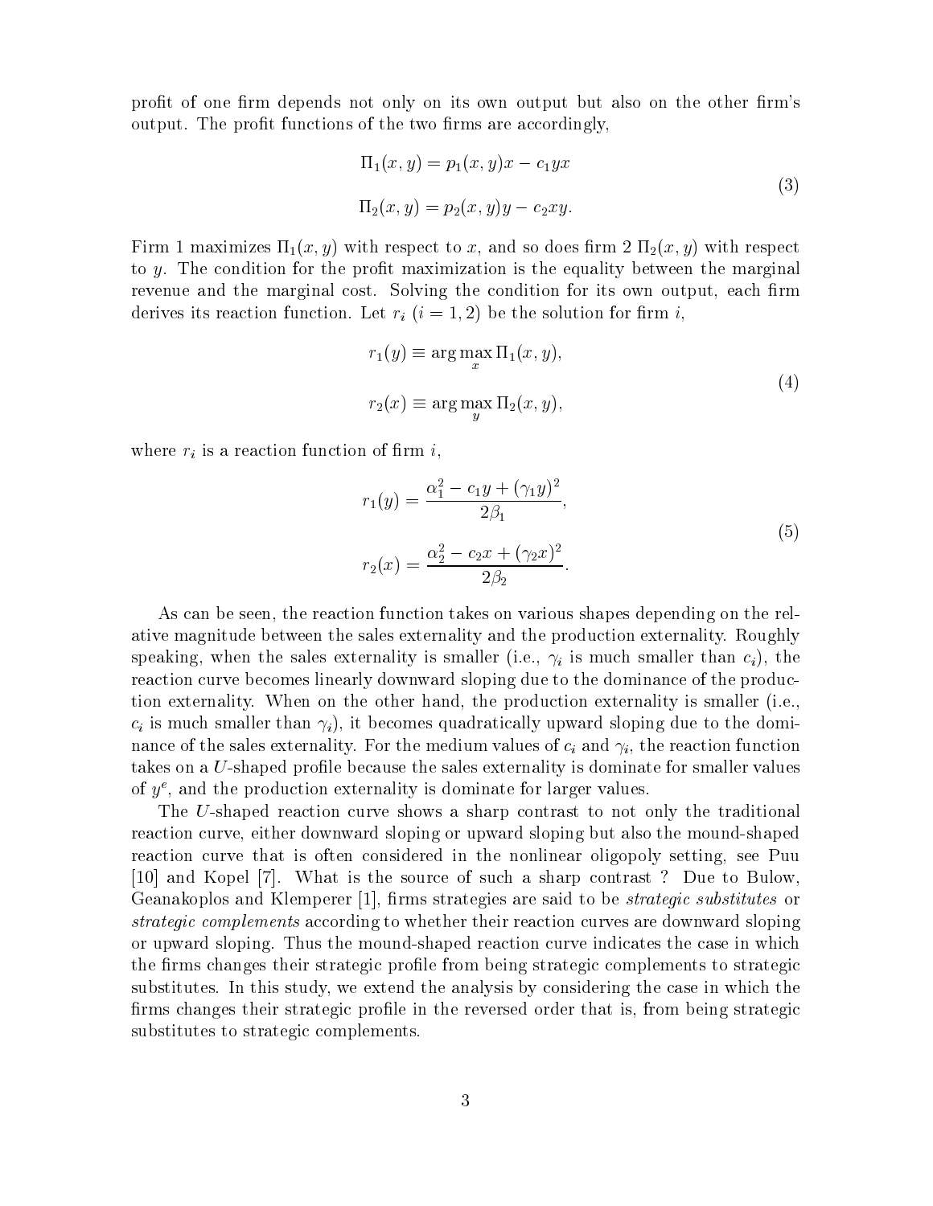profit of one firm depends not only on its own output but also on the other firm's output. The profit functions of the two firms are accordingly,

$$
\begin{aligned}
\Pi_1(x, y) &= p_1(x, y)x - c_1 yx \\
\Pi_2(x, y) &= p_2(x, y)y - c_2 xy.
\end{aligned}
\tag{3}
$$

Firm 1 maximizes $\Pi_1(x, y)$ with respect to $x$, and so does firm 2 $\Pi_2(x, y)$ with respect to $y$. The condition for the profit maximization is the equality between the marginal revenue and the marginal cost. Solving the condition for its own output, each firm derives its reaction function. Let $r_i$ $(i = 1, 2)$ be the solution for firm $i$,

$$
\begin{aligned}
r_1(y) &\equiv \arg\max_x \Pi_1(x, y), \\
r_2(x) &\equiv \arg\max_y \Pi_2(x, y),
\end{aligned}
\tag{4}
$$

where $r_i$ is a reaction function of firm $i$,

$$
\begin{aligned}
r_1(y) &= \frac{\alpha_1^2 - c_1 y + (\gamma_1 y)^2}{2\beta_1}, \\
r_2(x) &= \frac{\alpha_2^2 - c_2 x + (\gamma_2 x)^2}{2\beta_2}.
\end{aligned}
\tag{5}
$$

As can be seen, the reaction function takes on various shapes depending on the relative magnitude between the sales externality and the production externality. Roughly speaking, when the sales externality is smaller (i.e., $\gamma_i$ is much smaller than $c_i$), the reaction curve becomes linearly downward sloping due to the dominance of the production externality. When on the other hand, the production externality is smaller (i.e., $c_i$ is much smaller than $\gamma_i$), it becomes quadratically upward sloping due to the dominance of the sales externality. For the medium values of $c_i$ and $\gamma_i$, the reaction function takes on a $U$-shaped profile because the sales externality is dominate for smaller values of $y^e$, and the production externality is dominate for larger values.

The $U$-shaped reaction curve shows a sharp contrast to not only the traditional reaction curve, either downward sloping or upward sloping but also the mound-shaped reaction curve that is often considered in the nonlinear oligopoly setting, see Puu [10] and Kopel [7]. What is the source of such a sharp contrast ? Due to Bulow, Geanakoplos and Klemperer [1], firms strategies are said to be *strategic substitutes* or *strategic complements* according to whether their reaction curves are downward sloping or upward sloping. Thus the mound-shaped reaction curve indicates the case in which the firms changes their strategic profile from being strategic complements to strategic substitutes. In this study, we extend the analysis by considering the case in which the firms changes their strategic profile in the reversed order that is, from being strategic substitutes to strategic complements.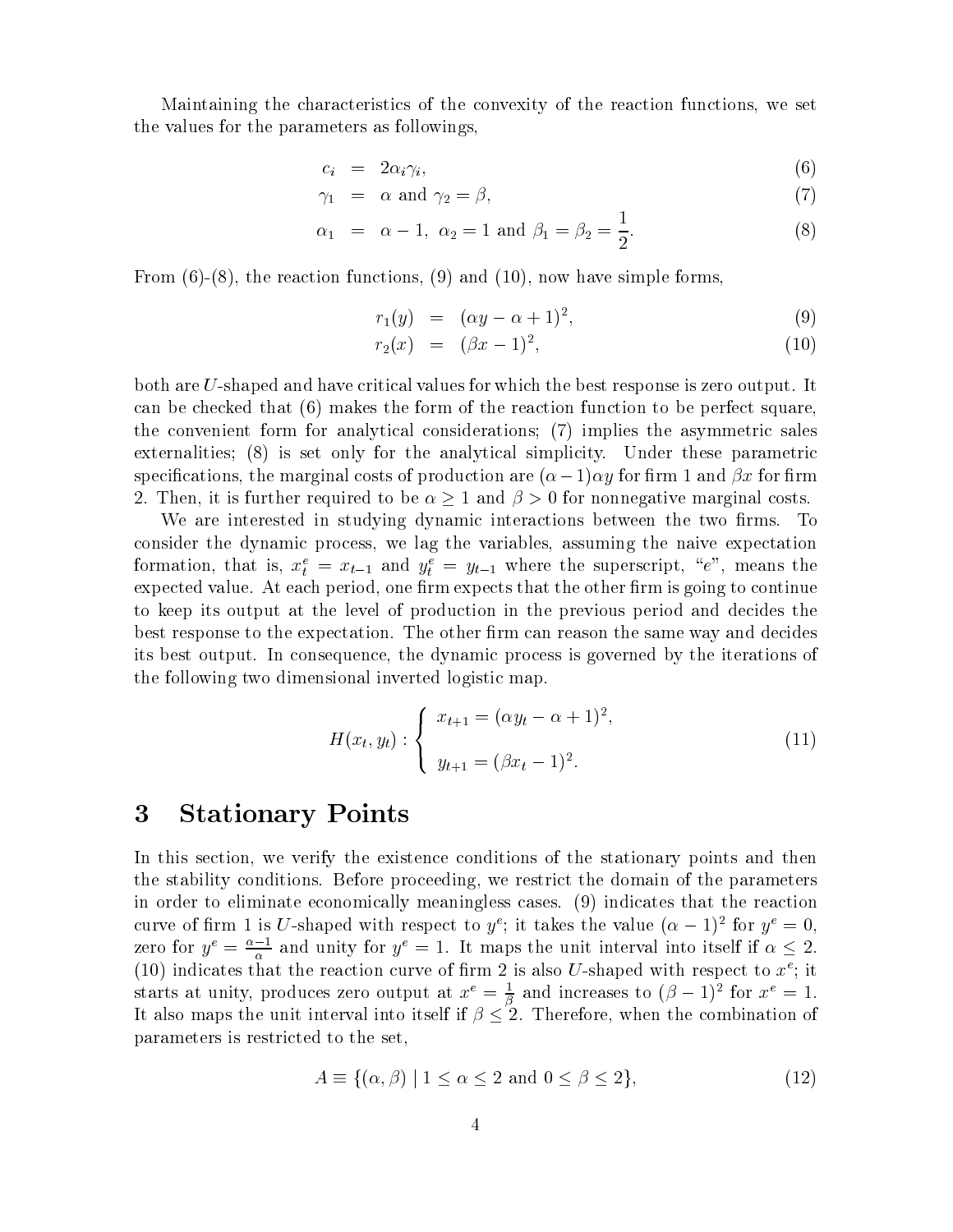Maintaining the characteristics of the convexity of the reaction functions, we set the values for the parameters as followings,

$$c_i = 2\alpha_i\gamma_i, \tag{6}$$

$$\gamma_1 = \alpha \text{ and } \gamma_2 = \beta, \tag{7}$$

$$\alpha_1 = \alpha - 1,\ \alpha_2 = 1 \text{ and } \beta_1 = \beta_2 = \frac{1}{2}. \tag{8}$$

From (6)-(8), the reaction functions, (9) and (10), now have simple forms,

$$r_1(y) = (\alpha y - \alpha + 1)^2, \tag{9}$$

$$r_2(x) = (\beta x - 1)^2, \tag{10}$$

both are $U$-shaped and have critical values for which the best response is zero output. It can be checked that (6) makes the form of the reaction function to be perfect square, the convenient form for analytical considerations; (7) implies the asymmetric sales externalities; (8) is set only for the analytical simplicity. Under these parametric specifications, the marginal costs of production are $(\alpha-1)\alpha y$ for firm 1 and $\beta x$ for firm 2. Then, it is further required to be $\alpha \geq 1$ and $\beta > 0$ for nonnegative marginal costs.

We are interested in studying dynamic interactions between the two firms. To consider the dynamic process, we lag the variables, assuming the naive expectation formation, that is, $x_t^e = x_{t-1}$ and $y_t^e = y_{t-1}$ where the superscript, "$e$", means the expected value. At each period, one firm expects that the other firm is going to continue to keep its output at the level of production in the previous period and decides the best response to the expectation. The other firm can reason the same way and decides its best output. In consequence, the dynamic process is governed by the iterations of the following two dimensional inverted logistic map.

$$H(x_t, y_t) : \begin{cases} x_{t+1} = (\alpha y_t - \alpha + 1)^2, \\ \\ y_{t+1} = (\beta x_t - 1)^2. \end{cases} \tag{11}$$

# 3 Stationary Points

In this section, we verify the existence conditions of the stationary points and then the stability conditions. Before proceeding, we restrict the domain of the parameters in order to eliminate economically meaningless cases. (9) indicates that the reaction curve of firm 1 is $U$-shaped with respect to $y^e$; it takes the value $(\alpha-1)^2$ for $y^e = 0$, zero for $y^e = \frac{\alpha-1}{\alpha}$ and unity for $y^e = 1$. It maps the unit interval into itself if $\alpha \leq 2$. (10) indicates that the reaction curve of firm 2 is also $U$-shaped with respect to $x^e$; it starts at unity, produces zero output at $x^e = \frac{1}{\beta}$ and increases to $(\beta-1)^2$ for $x^e = 1$. It also maps the unit interval into itself if $\beta \leq 2$. Therefore, when the combination of parameters is restricted to the set,

$$A \equiv \{(\alpha, \beta) \mid 1 \leq \alpha \leq 2 \text{ and } 0 \leq \beta \leq 2\}, \tag{12}$$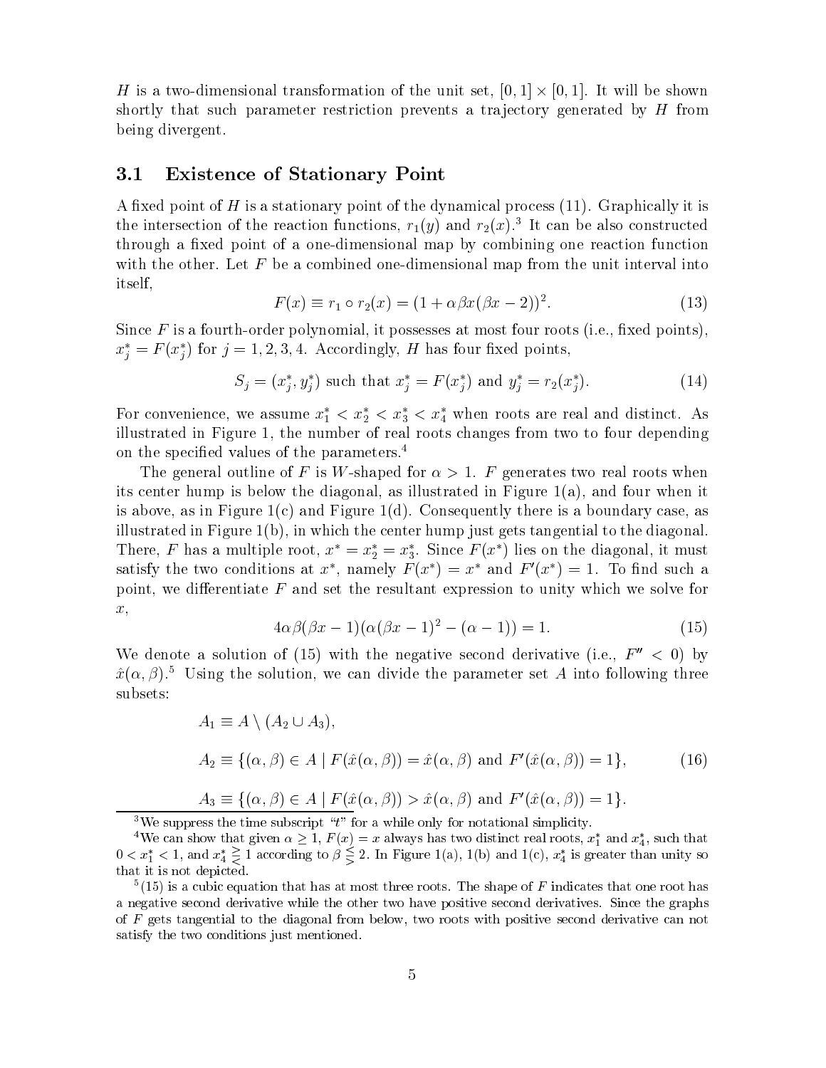$H$ is a two-dimensional transformation of the unit set, $[0,1] \times [0,1]$. It will be shown shortly that such parameter restriction prevents a trajectory generated by $H$ from being divergent.

### 3.1 Existence of Stationary Point

A fixed point of $H$ is a stationary point of the dynamical process (11). Graphically it is the intersection of the reaction functions, $r_1(y)$ and $r_2(x)$.[3] It can be also constructed through a fixed point of a one-dimensional map by combining one reaction function with the other. Let $F$ be a combined one-dimensional map from the unit interval into itself,

$$F(x) \equiv r_1 \circ r_2(x) = (1 + \alpha\beta x(\beta x - 2))^2. \tag{13}$$

Since $F$ is a fourth-order polynomial, it possesses at most four roots (i.e., fixed points), $x_j^* = F(x_j^*)$ for $j = 1, 2, 3, 4$. Accordingly, $H$ has four fixed points,

$$S_j = (x_j^*, y_j^*) \text{ such that } x_j^* = F(x_j^*) \text{ and } y_j^* = r_2(x_j^*). \tag{14}$$

For convenience, we assume $x_1^* < x_2^* < x_3^* < x_4^*$ when roots are real and distinct. As illustrated in Figure 1, the number of real roots changes from two to four depending on the specified values of the parameters.[4]

The general outline of $F$ is $W$-shaped for $\alpha > 1$. $F$ generates two real roots when its center hump is below the diagonal, as illustrated in Figure 1(a), and four when it is above, as in Figure 1(c) and Figure 1(d). Consequently there is a boundary case, as illustrated in Figure 1(b), in which the center hump just gets tangential to the diagonal. There, $F$ has a multiple root, $x^* = x_2^* = x_3^*$. Since $F(x^*)$ lies on the diagonal, it must satisfy the two conditions at $x^*$, namely $F(x^*) = x^*$ and $F'(x^*) = 1$. To find such a point, we differentiate $F$ and set the resultant expression to unity which we solve for $x$,

$$4\alpha\beta(\beta x - 1)(\alpha(\beta x - 1)^2 - (\alpha - 1)) = 1. \tag{15}$$

We denote a solution of (15) with the negative second derivative (i.e., $F'' < 0$) by $\hat{x}(\alpha, \beta)$.[5] Using the solution, we can divide the parameter set $A$ into following three subsets:

$$A_1 \equiv A \setminus (A_2 \cup A_3),$$

$$A_2 \equiv \{(\alpha, \beta) \in A \mid F(\hat{x}(\alpha, \beta)) = \hat{x}(\alpha, \beta) \text{ and } F'(\hat{x}(\alpha, \beta)) = 1\}, \tag{16}$$

$$A_3 \equiv \{(\alpha, \beta) \in A \mid F(\hat{x}(\alpha, \beta)) > \hat{x}(\alpha, \beta) \text{ and } F'(\hat{x}(\alpha, \beta)) = 1\}.$$

---

[3] We suppress the time subscript "$t$" for a while only for notational simplicity.

[4] We can show that given $\alpha \geq 1$, $F(x) = x$ always has two distinct real roots, $x_1^*$ and $x_4^*$, such that $0 < x_1^* < 1$, and $x_4^* \gtreqless 1$ according to $\beta \lesseqgtr 2$. In Figure 1(a), 1(b) and 1(c), $x_4^*$ is greater than unity so that it is not depicted.

[5] (15) is a cubic equation that has at most three roots. The shape of $F$ indicates that one root has a negative second derivative while the other two have positive second derivatives. Since the graphs of $F$ gets tangential to the diagonal from below, two roots with positive second derivative can not satisfy the two conditions just mentioned.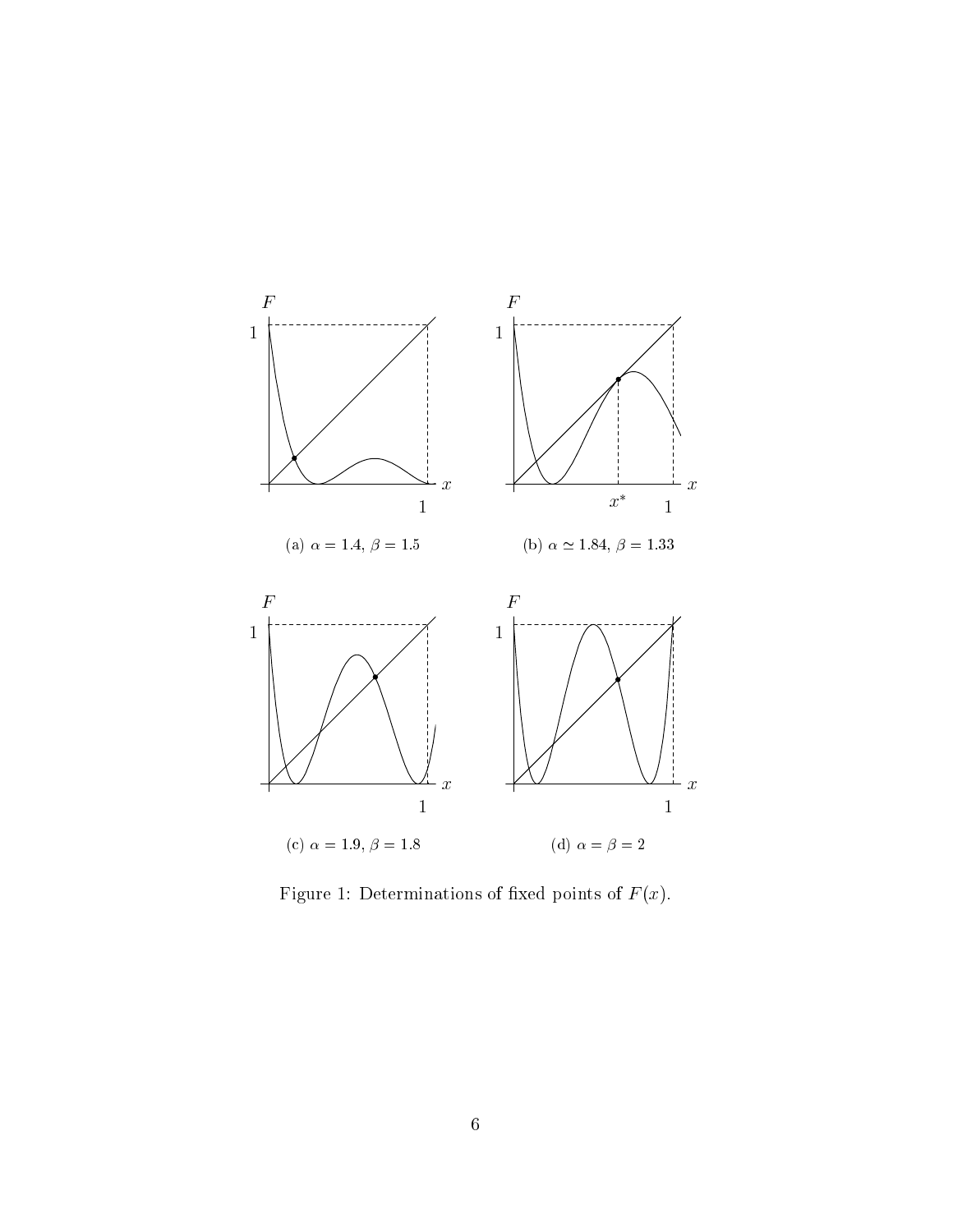(a) $\alpha = 1.4$, $\beta = 1.5$

(b) $\alpha \simeq 1.84$, $\beta = 1.33$

(c) $\alpha = 1.9$, $\beta = 1.8$

(d) $\alpha = \beta = 2$

Figure 1: Determinations of fixed points of $F(x)$.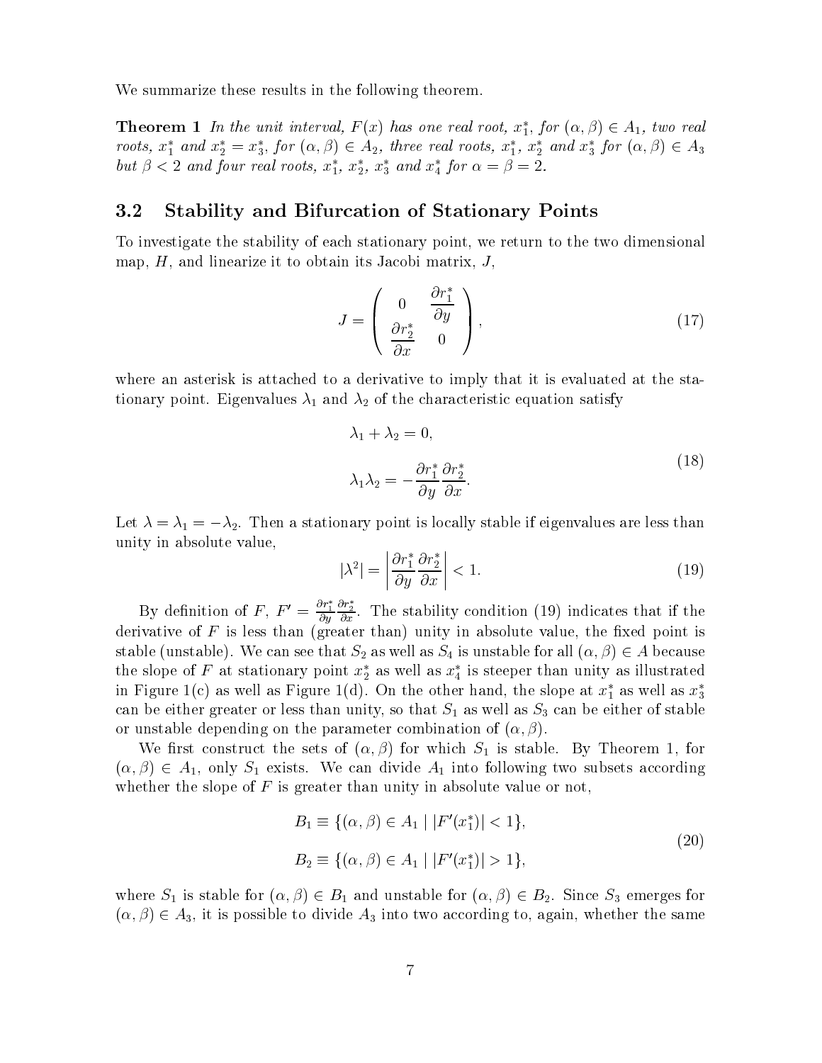We summarize these results in the following theorem.

**Theorem 1** *In the unit interval, $F(x)$ has one real root, $x_1^*$, for $(\alpha, \beta) \in A_1$, two real roots, $x_1^*$ and $x_2^* = x_3^*$, for $(\alpha, \beta) \in A_2$, three real roots, $x_1^*$, $x_2^*$ and $x_3^*$ for $(\alpha, \beta) \in A_3$ but $\beta < 2$ and four real roots, $x_1^*$, $x_2^*$, $x_3^*$ and $x_4^*$ for $\alpha = \beta = 2$.*

### 3.2 Stability and Bifurcation of Stationary Points

To investigate the stability of each stationary point, we return to the two dimensional map, $H$, and linearize it to obtain its Jacobi matrix, $J$,

$$J = \begin{pmatrix} 0 & \dfrac{\partial r_1^*}{\partial y} \\ \dfrac{\partial r_2^*}{\partial x} & 0 \end{pmatrix}, \tag{17}$$

where an asterisk is attached to a derivative to imply that it is evaluated at the stationary point. Eigenvalues $\lambda_1$ and $\lambda_2$ of the characteristic equation satisfy

$$\begin{aligned} \lambda_1 + \lambda_2 &= 0, \\ \lambda_1 \lambda_2 &= -\frac{\partial r_1^*}{\partial y}\frac{\partial r_2^*}{\partial x}. \end{aligned} \tag{18}$$

Let $\lambda = \lambda_1 = -\lambda_2$. Then a stationary point is locally stable if eigenvalues are less than unity in absolute value,

$$|\lambda^2| = \left| \frac{\partial r_1^*}{\partial y}\frac{\partial r_2^*}{\partial x} \right| < 1. \tag{19}$$

By definition of $F$, $F' = \frac{\partial r_1^*}{\partial y}\frac{\partial r_2^*}{\partial x}$. The stability condition (19) indicates that if the derivative of $F$ is less than (greater than) unity in absolute value, the fixed point is stable (unstable). We can see that $S_2$ as well as $S_4$ is unstable for all $(\alpha, \beta) \in A$ because the slope of $F$ at stationary point $x_2^*$ as well as $x_4^*$ is steeper than unity as illustrated in Figure 1(c) as well as Figure 1(d). On the other hand, the slope at $x_1^*$ as well as $x_3^*$ can be either greater or less than unity, so that $S_1$ as well as $S_3$ can be either of stable or unstable depending on the parameter combination of $(\alpha, \beta)$.

We first construct the sets of $(\alpha, \beta)$ for which $S_1$ is stable. By Theorem 1, for $(\alpha, \beta) \in A_1$, only $S_1$ exists. We can divide $A_1$ into following two subsets according whether the slope of $F$ is greater than unity in absolute value or not,

$$\begin{aligned} B_1 &\equiv \{(\alpha, \beta) \in A_1 \mid |F'(x_1^*)| < 1\}, \\ B_2 &\equiv \{(\alpha, \beta) \in A_1 \mid |F'(x_1^*)| > 1\}, \end{aligned} \tag{20}$$

where $S_1$ is stable for $(\alpha, \beta) \in B_1$ and unstable for $(\alpha, \beta) \in B_2$. Since $S_3$ emerges for $(\alpha, \beta) \in A_3$, it is possible to divide $A_3$ into two according to, again, whether the same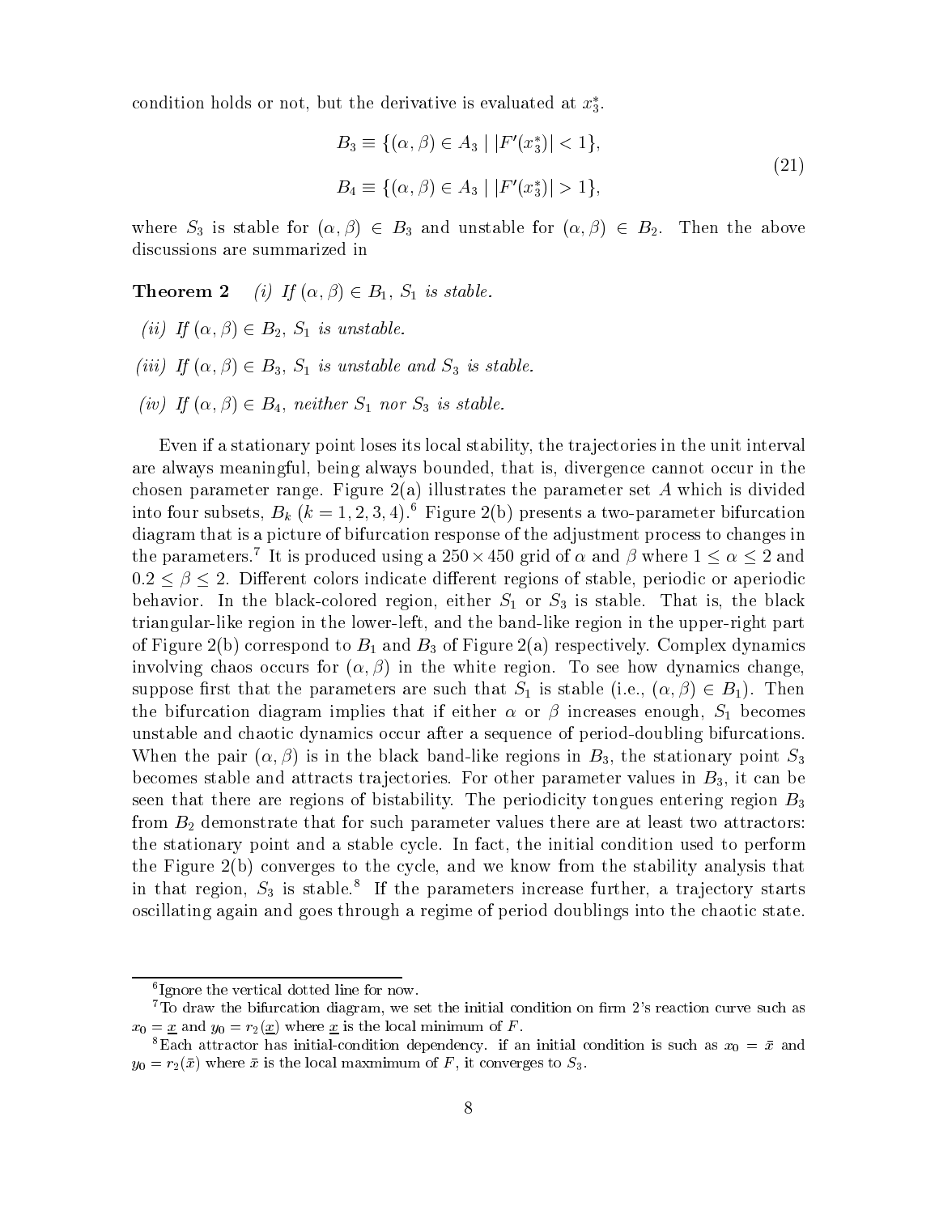condition holds or not, but the derivative is evaluated at $x_3^*$.

$$
\begin{aligned}
B_3 &\equiv \{(\alpha, \beta) \in A_3 \mid |F'(x_3^*)| < 1\}, \\
B_4 &\equiv \{(\alpha, \beta) \in A_3 \mid |F'(x_3^*)| > 1\},
\end{aligned}
\tag{21}
$$

where $S_3$ is stable for $(\alpha, \beta) \in B_3$ and unstable for $(\alpha, \beta) \in B_2$. Then the above discussions are summarized in

**Theorem 2** *(i) If $(\alpha, \beta) \in B_1$, $S_1$ is stable.*

*(ii) If $(\alpha, \beta) \in B_2$, $S_1$ is unstable.*

*(iii) If $(\alpha, \beta) \in B_3$, $S_1$ is unstable and $S_3$ is stable.*

*(iv) If $(\alpha, \beta) \in B_4$, neither $S_1$ nor $S_3$ is stable.*

Even if a stationary point loses its local stability, the trajectories in the unit interval are always meaningful, being always bounded, that is, divergence cannot occur in the chosen parameter range. Figure 2(a) illustrates the parameter set $A$ which is divided into four subsets, $B_k$ $(k = 1, 2, 3, 4)$.[6] Figure 2(b) presents a two-parameter bifurcation diagram that is a picture of bifurcation response of the adjustment process to changes in the parameters.[7] It is produced using a $250 \times 450$ grid of $\alpha$ and $\beta$ where $1 \leq \alpha \leq 2$ and $0.2 \leq \beta \leq 2$. Different colors indicate different regions of stable, periodic or aperiodic behavior. In the black-colored region, either $S_1$ or $S_3$ is stable. That is, the black triangular-like region in the lower-left, and the band-like region in the upper-right part of Figure 2(b) correspond to $B_1$ and $B_3$ of Figure 2(a) respectively. Complex dynamics involving chaos occurs for $(\alpha, \beta)$ in the white region. To see how dynamics change, suppose first that the parameters are such that $S_1$ is stable (i.e., $(\alpha, \beta) \in B_1$). Then the bifurcation diagram implies that if either $\alpha$ or $\beta$ increases enough, $S_1$ becomes unstable and chaotic dynamics occur after a sequence of period-doubling bifurcations. When the pair $(\alpha, \beta)$ is in the black band-like regions in $B_3$, the stationary point $S_3$ becomes stable and attracts trajectories. For other parameter values in $B_3$, it can be seen that there are regions of bistability. The periodicity tongues entering region $B_3$ from $B_2$ demonstrate that for such parameter values there are at least two attractors: the stationary point and a stable cycle. In fact, the initial condition used to perform the Figure 2(b) converges to the cycle, and we know from the stability analysis that in that region, $S_3$ is stable.[8] If the parameters increase further, a trajectory starts oscillating again and goes through a regime of period doublings into the chaotic state.

---

[6] Ignore the vertical dotted line for now.

[7] To draw the bifurcation diagram, we set the initial condition on firm 2's reaction curve such as $x_0 = \underline{x}$ and $y_0 = r_2(\underline{x})$ where $\underline{x}$ is the local minimum of $F$.

[8] Each attractor has initial-condition dependency. if an initial condition is such as $x_0 = \bar{x}$ and $y_0 = r_2(\bar{x})$ where $\bar{x}$ is the local maxmimum of $F$, it converges to $S_3$.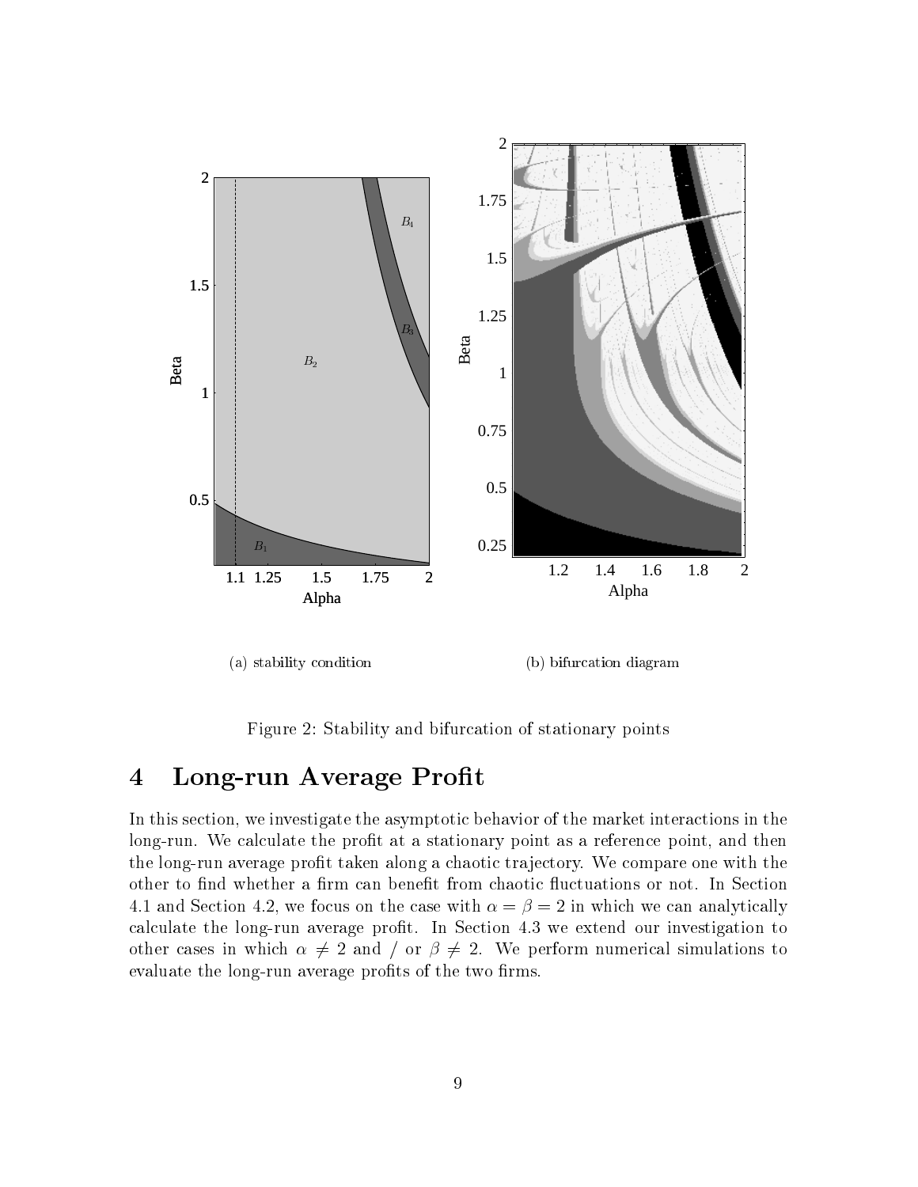(a) stability condition

(b) bifurcation diagram

Figure 2: Stability and bifurcation of stationary points

# 4 Long-run Average Profit

In this section, we investigate the asymptotic behavior of the market interactions in the long-run. We calculate the profit at a stationary point as a reference point, and then the long-run average profit taken along a chaotic trajectory. We compare one with the other to find whether a firm can benefit from chaotic fluctuations or not. In Section 4.1 and Section 4.2, we focus on the case with $\alpha = \beta = 2$ in which we can analytically calculate the long-run average profit. In Section 4.3 we extend our investigation to other cases in which $\alpha \neq 2$ and / or $\beta \neq 2$. We perform numerical simulations to evaluate the long-run average profits of the two firms.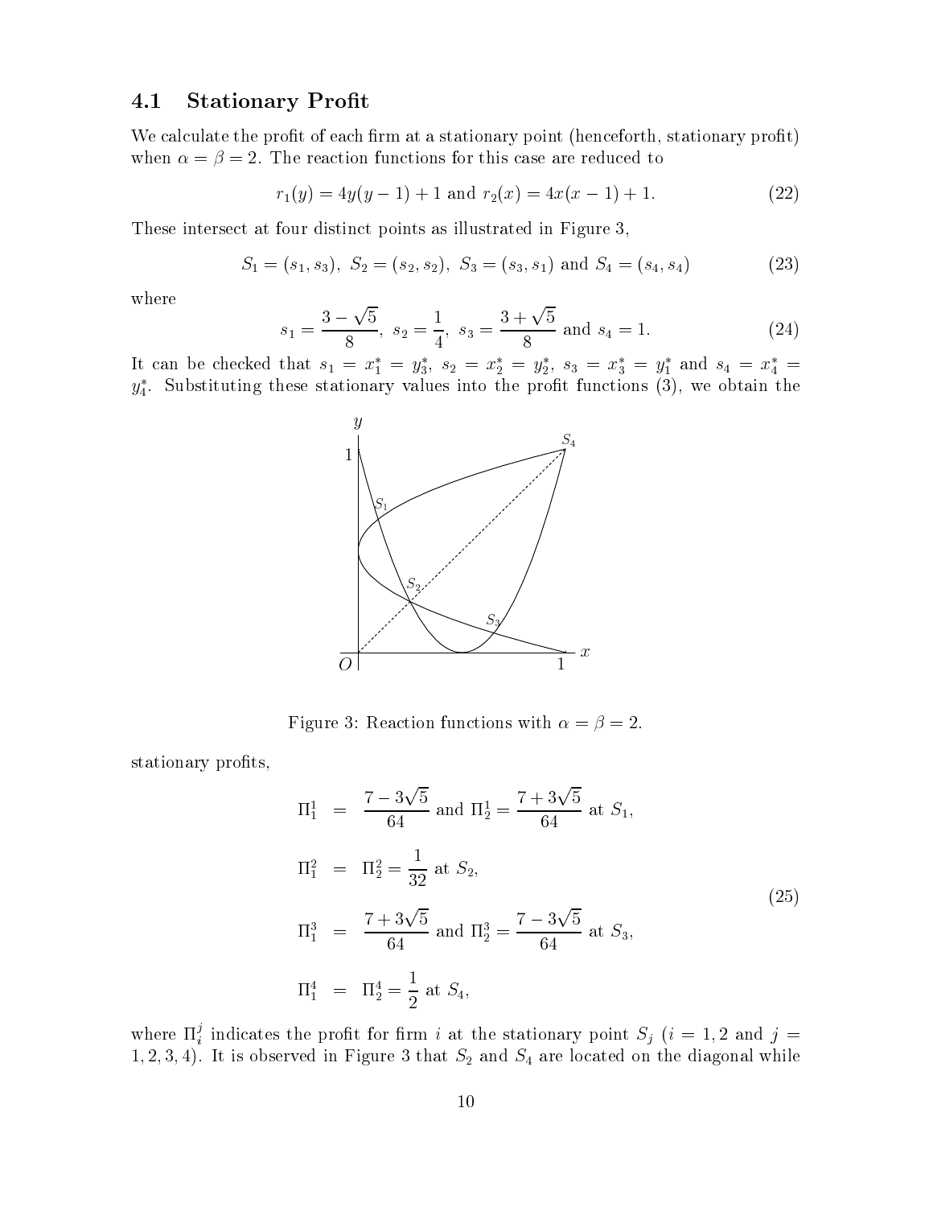### 4.1 Stationary Profit

We calculate the profit of each firm at a stationary point (henceforth, stationary profit) when $\alpha = \beta = 2$. The reaction functions for this case are reduced to

$$r_1(y) = 4y(y-1) + 1 \text{ and } r_2(x) = 4x(x-1) + 1. \tag{22}$$

These intersect at four distinct points as illustrated in Figure 3,

$$S_1 = (s_1, s_3),\ S_2 = (s_2, s_2),\ S_3 = (s_3, s_1) \text{ and } S_4 = (s_4, s_4) \tag{23}$$

where

$$s_1 = \frac{3-\sqrt{5}}{8},\ s_2 = \frac{1}{4},\ s_3 = \frac{3+\sqrt{5}}{8} \text{ and } s_4 = 1. \tag{24}$$

It can be checked that $s_1 = x_1^* = y_3^*$, $s_2 = x_2^* = y_2^*$, $s_3 = x_3^* = y_1^*$ and $s_4 = x_4^* = y_4^*$. Substituting these stationary values into the profit functions (3), we obtain the stationary profits,

Figure 3: Reaction functions with $\alpha = \beta = 2$.

$$
\begin{aligned}
\Pi_1^1 &= \frac{7-3\sqrt{5}}{64} \text{ and } \Pi_2^1 = \frac{7+3\sqrt{5}}{64} \text{ at } S_1, \\
\Pi_1^2 &= \Pi_2^2 = \frac{1}{32} \text{ at } S_2, \\
\Pi_1^3 &= \frac{7+3\sqrt{5}}{64} \text{ and } \Pi_2^3 = \frac{7-3\sqrt{5}}{64} \text{ at } S_3, \\
\Pi_1^4 &= \Pi_2^4 = \frac{1}{2} \text{ at } S_4,
\end{aligned} \tag{25}
$$

where $\Pi_i^j$ indicates the profit for firm $i$ at the stationary point $S_j$ ($i = 1, 2$ and $j = 1, 2, 3, 4$). It is observed in Figure 3 that $S_2$ and $S_4$ are located on the diagonal while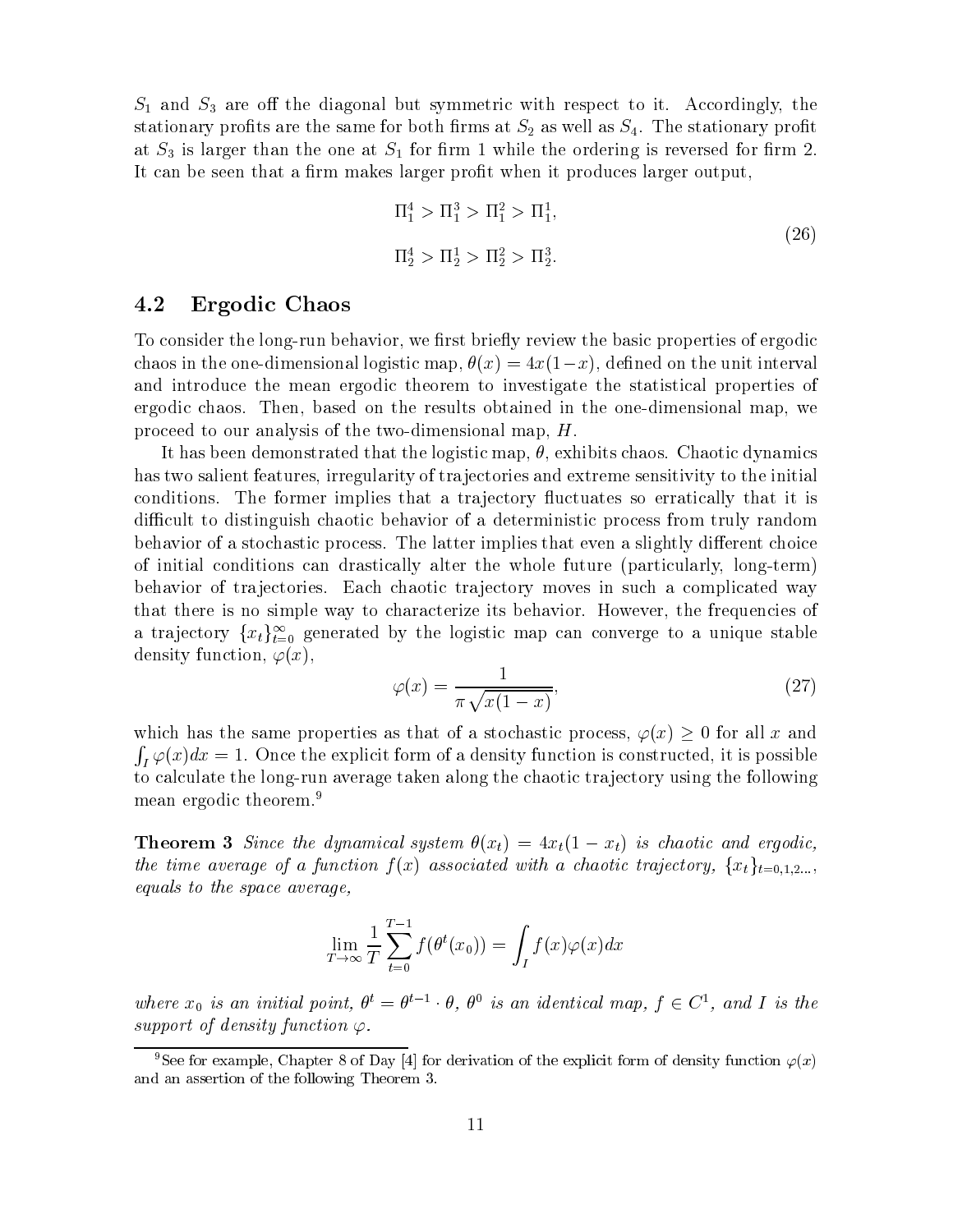$S_1$ and $S_3$ are off the diagonal but symmetric with respect to it. Accordingly, the stationary profits are the same for both firms at $S_2$ as well as $S_4$. The stationary profit at $S_3$ is larger than the one at $S_1$ for firm 1 while the ordering is reversed for firm 2. It can be seen that a firm makes larger profit when it produces larger output,

$$
\begin{aligned}
&\Pi_1^4 > \Pi_1^3 > \Pi_1^2 > \Pi_1^1, \\
&\Pi_2^4 > \Pi_2^1 > \Pi_2^2 > \Pi_2^3.
\end{aligned}
\tag{26}
$$

## 4.2 Ergodic Chaos

To consider the long-run behavior, we first briefly review the basic properties of ergodic chaos in the one-dimensional logistic map, $\theta(x) = 4x(1-x)$, defined on the unit interval and introduce the mean ergodic theorem to investigate the statistical properties of ergodic chaos. Then, based on the results obtained in the one-dimensional map, we proceed to our analysis of the two-dimensional map, $H$.

It has been demonstrated that the logistic map, $\theta$, exhibits chaos. Chaotic dynamics has two salient features, irregularity of trajectories and extreme sensitivity to the initial conditions. The former implies that a trajectory fluctuates so erratically that it is difficult to distinguish chaotic behavior of a deterministic process from truly random behavior of a stochastic process. The latter implies that even a slightly different choice of initial conditions can drastically alter the whole future (particularly, long-term) behavior of trajectories. Each chaotic trajectory moves in such a complicated way that there is no simple way to characterize its behavior. However, the frequencies of a trajectory $\{x_t\}_{t=0}^{\infty}$ generated by the logistic map can converge to a unique stable density function, $\varphi(x)$,

$$
\varphi(x) = \frac{1}{\pi \sqrt{x(1-x)}}, \tag{27}
$$

which has the same properties as that of a stochastic process, $\varphi(x) \geq 0$ for all $x$ and $\int_I \varphi(x)dx = 1$. Once the explicit form of a density function is constructed, it is possible to calculate the long-run average taken along the chaotic trajectory using the following mean ergodic theorem.[9]

**Theorem 3** *Since the dynamical system $\theta(x_t) = 4x_t(1-x_t)$ is chaotic and ergodic, the time average of a function $f(x)$ associated with a chaotic trajectory, $\{x_t\}_{t=0,1,2...}$, equals to the space average,*

$$
\lim_{T \to \infty} \frac{1}{T} \sum_{t=0}^{T-1} f(\theta^t(x_0)) = \int_I f(x)\varphi(x)dx
$$

*where $x_0$ is an initial point, $\theta^t = \theta^{t-1} \cdot \theta$, $\theta^0$ is an identical map, $f \in C^1$, and $I$ is the support of density function $\varphi$.*

---

[9] See for example, Chapter 8 of Day [4] for derivation of the explicit form of density function $\varphi(x)$ and an assertion of the following Theorem 3.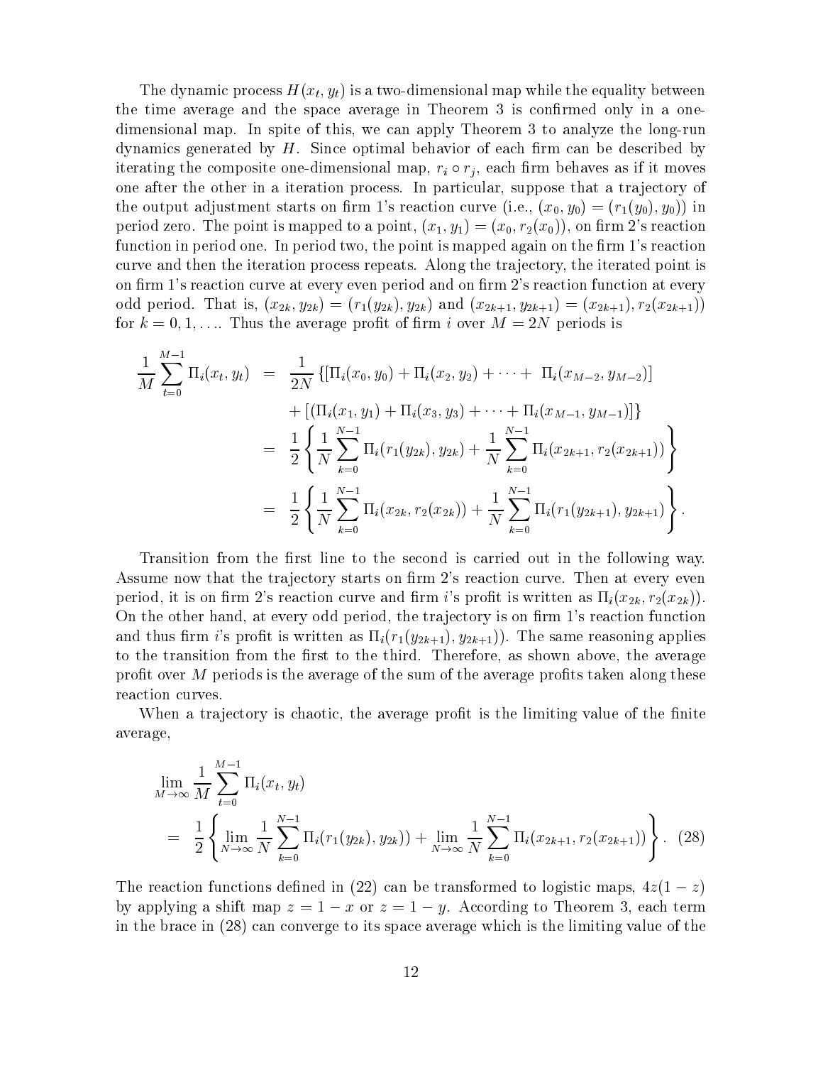The dynamic process $H(x_t, y_t)$ is a two-dimensional map while the equality between the time average and the space average in Theorem 3 is confirmed only in a one-dimensional map. In spite of this, we can apply Theorem 3 to analyze the long-run dynamics generated by $H$. Since optimal behavior of each firm can be described by iterating the composite one-dimensional map, $r_i \circ r_j$, each firm behaves as if it moves one after the other in a iteration process. In particular, suppose that a trajectory of the output adjustment starts on firm 1's reaction curve (i.e., $(x_0, y_0) = (r_1(y_0), y_0)$) in period zero. The point is mapped to a point, $(x_1, y_1) = (x_0, r_2(x_0))$, on firm 2's reaction function in period one. In period two, the point is mapped again on the firm 1's reaction curve and then the iteration process repeats. Along the trajectory, the iterated point is on firm 1's reaction curve at every even period and on firm 2's reaction function at every odd period. That is, $(x_{2k}, y_{2k}) = (r_1(y_{2k}), y_{2k})$ and $(x_{2k+1}, y_{2k+1}) = (x_{2k+1}), r_2(x_{2k+1}))$ for $k = 0, 1, \ldots$. Thus the average profit of firm $i$ over $M = 2N$ periods is

$$
\begin{aligned}
\frac{1}{M}\sum_{t=0}^{M-1}\Pi_i(x_t, y_t) &= \frac{1}{2N}\left\{[\Pi_i(x_0, y_0) + \Pi_i(x_2, y_2) + \cdots + \Pi_i(x_{M-2}, y_{M-2})]\right. \\
&\quad \left. + [(\Pi_i(x_1, y_1) + \Pi_i(x_3, y_3) + \cdots + \Pi_i(x_{M-1}, y_{M-1})]\right\} \\
&= \frac{1}{2}\left\{\frac{1}{N}\sum_{k=0}^{N-1}\Pi_i(r_1(y_{2k}), y_{2k}) + \frac{1}{N}\sum_{k=0}^{N-1}\Pi_i(x_{2k+1}, r_2(x_{2k+1}))\right\} \\
&= \frac{1}{2}\left\{\frac{1}{N}\sum_{k=0}^{N-1}\Pi_i(x_{2k}, r_2(x_{2k})) + \frac{1}{N}\sum_{k=0}^{N-1}\Pi_i(r_1(y_{2k+1}), y_{2k+1})\right\}.
\end{aligned}
$$

Transition from the first line to the second is carried out in the following way. Assume now that the trajectory starts on firm 2's reaction curve. Then at every even period, it is on firm 2's reaction curve and firm $i$'s profit is written as $\Pi_i(x_{2k}, r_2(x_{2k}))$. On the other hand, at every odd period, the trajectory is on firm 1's reaction function and thus firm $i$'s profit is written as $\Pi_i(r_1(y_{2k+1}), y_{2k+1}))$. The same reasoning applies to the transition from the first to the third. Therefore, as shown above, the average profit over $M$ periods is the average of the sum of the average profits taken along these reaction curves.

When a trajectory is chaotic, the average profit is the limiting value of the finite average,

$$
\begin{aligned}
&\lim_{M\to\infty}\frac{1}{M}\sum_{t=0}^{M-1}\Pi_i(x_t, y_t) \\
&= \frac{1}{2}\left\{\lim_{N\to\infty}\frac{1}{N}\sum_{k=0}^{N-1}\Pi_i(r_1(y_{2k}), y_{2k})) + \lim_{N\to\infty}\frac{1}{N}\sum_{k=0}^{N-1}\Pi_i(x_{2k+1}, r_2(x_{2k+1}))\right\}. \quad (28)
\end{aligned}
$$

The reaction functions defined in (22) can be transformed to logistic maps, $4z(1-z)$ by applying a shift map $z = 1 - x$ or $z = 1 - y$. According to Theorem 3, each term in the brace in (28) can converge to its space average which is the limiting value of the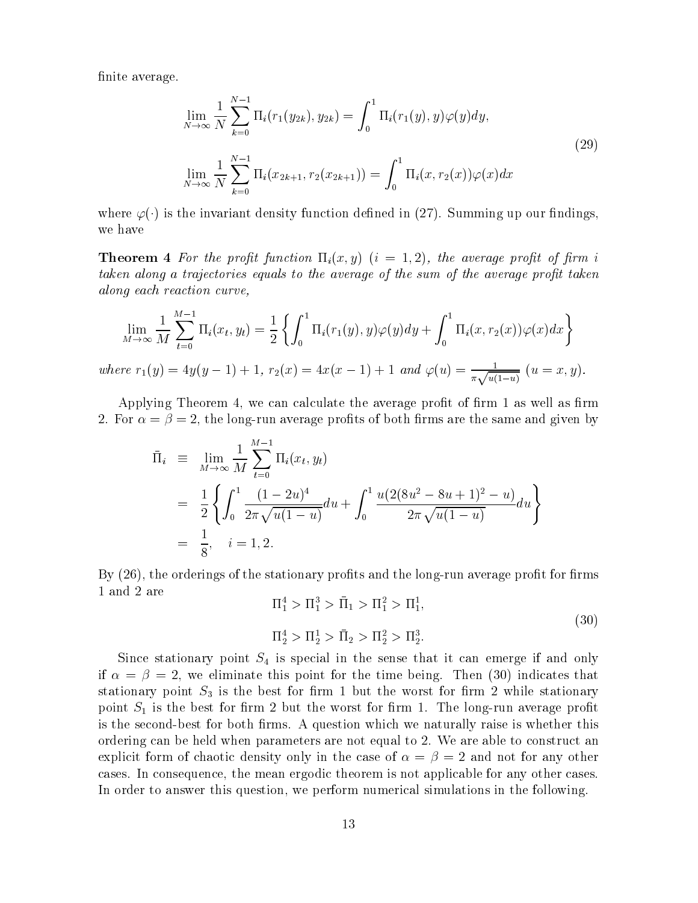finite average.

$$
\lim_{N\to\infty} \frac{1}{N}\sum_{k=0}^{N-1} \Pi_i(r_1(y_{2k}), y_{2k}) = \int_0^1 \Pi_i(r_1(y), y)\varphi(y)dy,
$$
$$
\lim_{N\to\infty} \frac{1}{N}\sum_{k=0}^{N-1} \Pi_i(x_{2k+1}, r_2(x_{2k+1})) = \int_0^1 \Pi_i(x, r_2(x))\varphi(x)dx \tag{29}
$$

where $\varphi(\cdot)$ is the invariant density function defined in (27). Summing up our findings, we have

**Theorem 4** *For the profit function $\Pi_i(x, y)$ $(i = 1, 2)$, the average profit of firm $i$ taken along a trajectories equals to the average of the sum of the average profit taken along each reaction curve,*

$$
\lim_{M\to\infty} \frac{1}{M}\sum_{t=0}^{M-1} \Pi_i(x_t, y_t) = \frac{1}{2}\left\{\int_0^1 \Pi_i(r_1(y), y)\varphi(y)dy + \int_0^1 \Pi_i(x, r_2(x))\varphi(x)dx\right\}
$$

*where $r_1(y) = 4y(y-1)+1$, $r_2(x) = 4x(x-1)+1$ and $\varphi(u) = \frac{1}{\pi\sqrt{u(1-u)}}$ $(u = x, y)$.*

Applying Theorem 4, we can calculate the average profit of firm 1 as well as firm 2. For $\alpha = \beta = 2$, the long-run average profits of both firms are the same and given by

$$
\begin{aligned}
\bar{\Pi}_i &\equiv \lim_{M\to\infty} \frac{1}{M}\sum_{t=0}^{M-1} \Pi_i(x_t, y_t) \\
&= \frac{1}{2}\left\{\int_0^1 \frac{(1-2u)^4}{2\pi\sqrt{u(1-u)}}du + \int_0^1 \frac{u(2(8u^2-8u+1)^2-u)}{2\pi\sqrt{u(1-u)}}du\right\} \\
&= \frac{1}{8}, \quad i = 1, 2.
\end{aligned}
$$

By (26), the orderings of the stationary profits and the long-run average profit for firms 1 and 2 are

$$
\Pi_1^4 > \Pi_1^3 > \bar{\Pi}_1 > \Pi_1^2 > \Pi_1^1,
$$
$$
\Pi_2^4 > \Pi_2^1 > \bar{\Pi}_2 > \Pi_2^2 > \Pi_2^3. \tag{30}
$$

Since stationary point $S_4$ is special in the sense that it can emerge if and only if $\alpha = \beta = 2$, we eliminate this point for the time being. Then (30) indicates that stationary point $S_3$ is the best for firm 1 but the worst for firm 2 while stationary point $S_1$ is the best for firm 2 but the worst for firm 1. The long-run average profit is the second-best for both firms. A question which we naturally raise is whether this ordering can be held when parameters are not equal to 2. We are able to construct an explicit form of chaotic density only in the case of $\alpha = \beta = 2$ and not for any other cases. In consequence, the mean ergodic theorem is not applicable for any other cases. In order to answer this question, we perform numerical simulations in the following.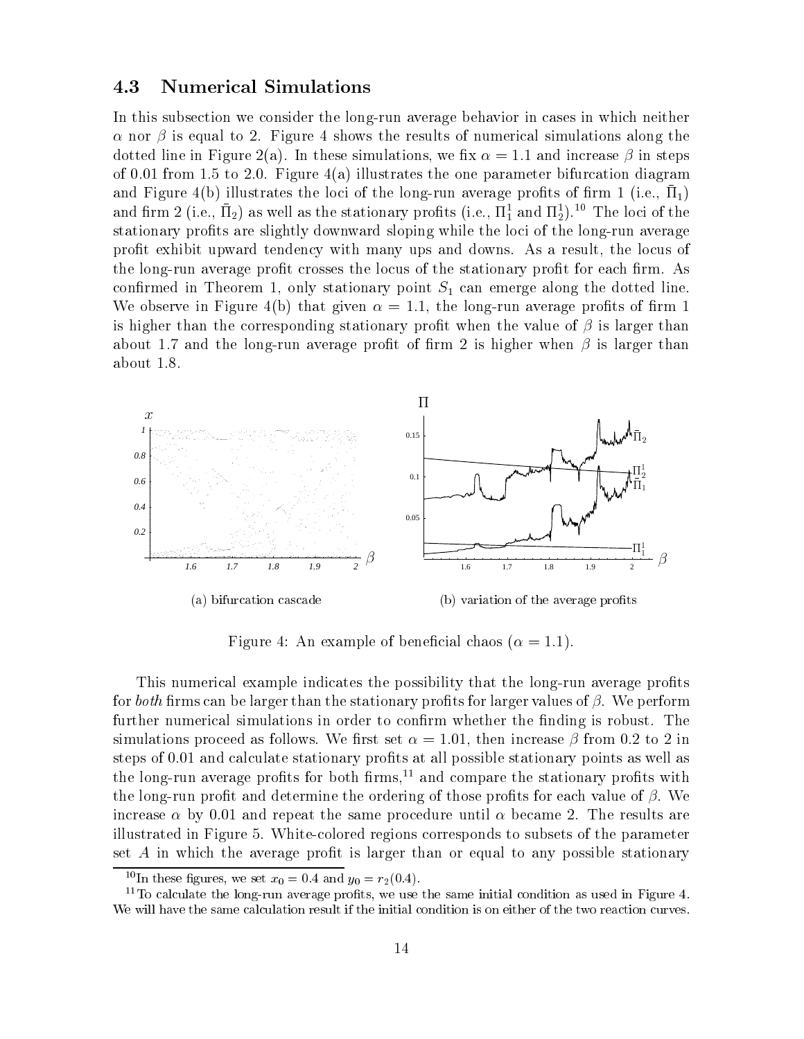### 4.3 Numerical Simulations

In this subsection we consider the long-run average behavior in cases in which neither $\alpha$ nor $\beta$ is equal to 2. Figure 4 shows the results of numerical simulations along the dotted line in Figure 2(a). In these simulations, we fix $\alpha = 1.1$ and increase $\beta$ in steps of 0.01 from 1.5 to 2.0. Figure 4(a) illustrates the one parameter bifurcation diagram and Figure 4(b) illustrates the loci of the long-run average profits of firm 1 (i.e., $\bar{\Pi}_1$) and firm 2 (i.e., $\bar{\Pi}_2$) as well as the stationary profits (i.e., $\Pi_1^1$ and $\Pi_2^1$).[10] The loci of the stationary profits are slightly downward sloping while the loci of the long-run average profit exhibit upward tendency with many ups and downs. As a result, the locus of the long-run average profit crosses the locus of the stationary profit for each firm. As confirmed in Theorem 1, only stationary point $S_1$ can emerge along the dotted line. We observe in Figure 4(b) that given $\alpha = 1.1$, the long-run average profits of firm 1 is higher than the corresponding stationary profit when the value of $\beta$ is larger than about 1.7 and the long-run average profit of firm 2 is higher when $\beta$ is larger than about 1.8.

(a) bifurcation cascade

(b) variation of the average profits

Figure 4: An example of beneficial chaos ($\alpha = 1.1$).

This numerical example indicates the possibility that the long-run average profits for *both* firms can be larger than the stationary profits for larger values of $\beta$. We perform further numerical simulations in order to confirm whether the finding is robust. The simulations proceed as follows. We first set $\alpha = 1.01$, then increase $\beta$ from 0.2 to 2 in steps of 0.01 and calculate stationary profits at all possible stationary points as well as the long-run average profits for both firms,[11] and compare the stationary profits with the long-run profit and determine the ordering of those profits for each value of $\beta$. We increase $\alpha$ by 0.01 and repeat the same procedure until $\alpha$ became 2. The results are illustrated in Figure 5. White-colored regions corresponds to subsets of the parameter set $A$ in which the average profit is larger than or equal to any possible stationary

[10] In these figures, we set $x_0 = 0.4$ and $y_0 = r_2(0.4)$.

[11] To calculate the long-run average profits, we use the same initial condition as used in Figure 4. We will have the same calculation result if the initial condition is on either of the two reaction curves.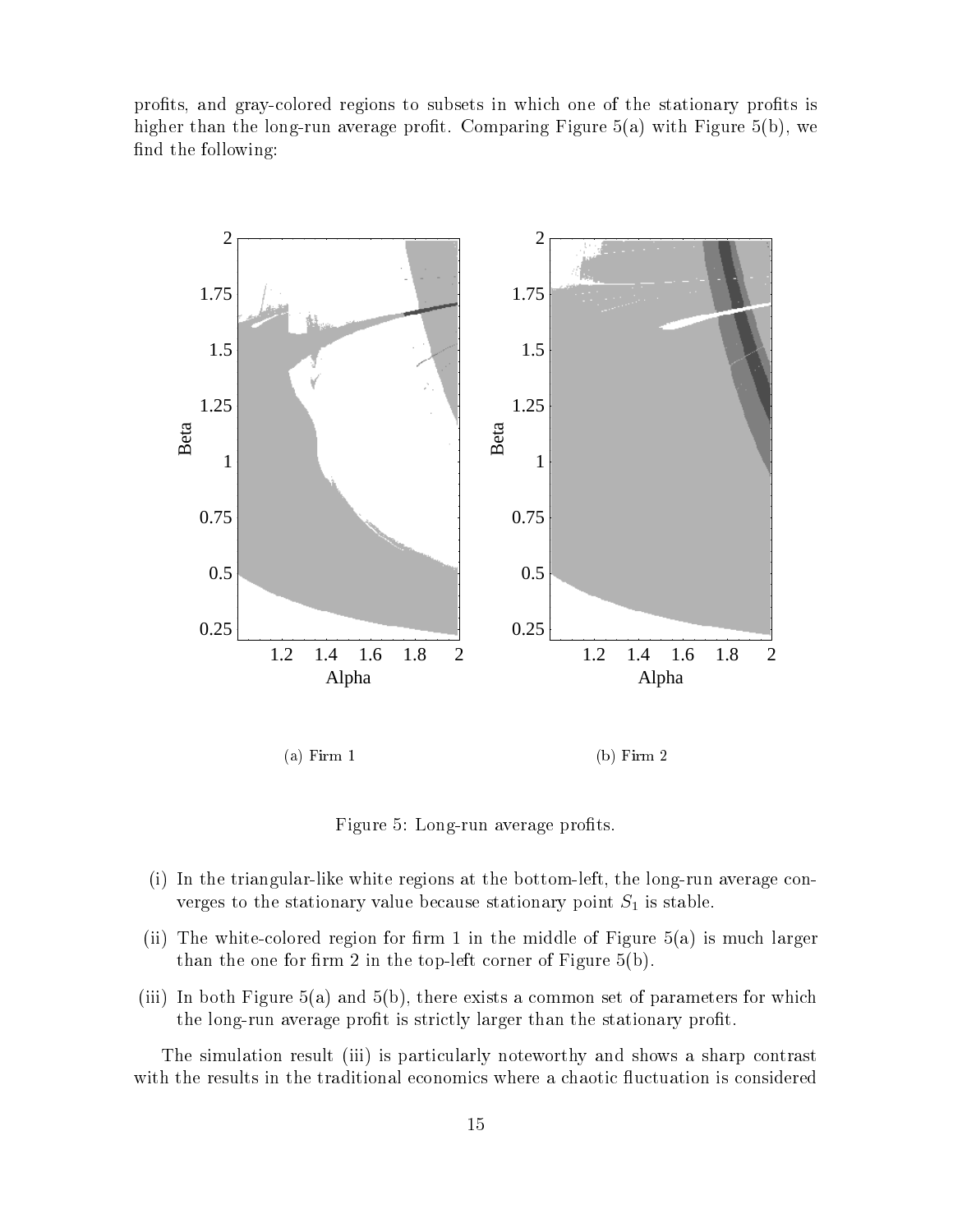profits, and gray-colored regions to subsets in which one of the stationary profits is higher than the long-run average profit. Comparing Figure 5(a) with Figure 5(b), we find the following:

(a) Firm 1

(b) Firm 2

Figure 5: Long-run average profits.

(i) In the triangular-like white regions at the bottom-left, the long-run average converges to the stationary value because stationary point $S_1$ is stable.

(ii) The white-colored region for firm 1 in the middle of Figure 5(a) is much larger than the one for firm 2 in the top-left corner of Figure 5(b).

(iii) In both Figure 5(a) and 5(b), there exists a common set of parameters for which the long-run average profit is strictly larger than the stationary profit.

The simulation result (iii) is particularly noteworthy and shows a sharp contrast with the results in the traditional economics where a chaotic fluctuation is considered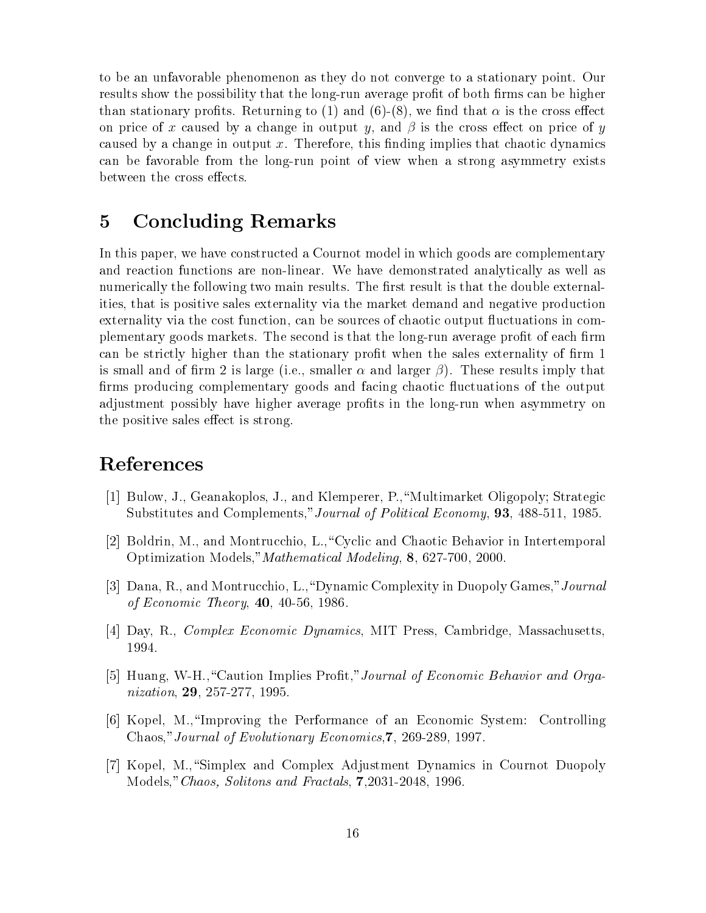to be an unfavorable phenomenon as they do not converge to a stationary point. Our results show the possibility that the long-run average profit of both firms can be higher than stationary profits. Returning to (1) and (6)-(8), we find that $\alpha$ is the cross effect on price of $x$ caused by a change in output $y$, and $\beta$ is the cross effect on price of $y$ caused by a change in output $x$. Therefore, this finding implies that chaotic dynamics can be favorable from the long-run point of view when a strong asymmetry exists between the cross effects.

# 5 Concluding Remarks

In this paper, we have constructed a Cournot model in which goods are complementary and reaction functions are non-linear. We have demonstrated analytically as well as numerically the following two main results. The first result is that the double externalities, that is positive sales externality via the market demand and negative production externality via the cost function, can be sources of chaotic output fluctuations in complementary goods markets. The second is that the long-run average profit of each firm can be strictly higher than the stationary profit when the sales externality of firm 1 is small and of firm 2 is large (i.e., smaller $\alpha$ and larger $\beta$). These results imply that firms producing complementary goods and facing chaotic fluctuations of the output adjustment possibly have higher average profits in the long-run when asymmetry on the positive sales effect is strong.

# References

[1] Bulow, J., Geanakoplos, J., and Klemperer, P.,"Multimarket Oligopoly; Strategic Substitutes and Complements,"*Journal of Political Economy*, **93**, 488-511, 1985.

[2] Boldrin, M., and Montrucchio, L.,"Cyclic and Chaotic Behavior in Intertemporal Optimization Models,"*Mathematical Modeling*, **8**, 627-700, 2000.

[3] Dana, R., and Montrucchio, L.,"Dynamic Complexity in Duopoly Games,"*Journal of Economic Theory*, **40**, 40-56, 1986.

[4] Day, R., *Complex Economic Dynamics*, MIT Press, Cambridge, Massachusetts, 1994.

[5] Huang, W-H.,"Caution Implies Profit,"*Journal of Economic Behavior and Organization*, **29**, 257-277, 1995.

[6] Kopel, M.,"Improving the Performance of an Economic System: Controlling Chaos,"*Journal of Evolutionary Economics*,**7**, 269-289, 1997.

[7] Kopel, M.,"Simplex and Complex Adjustment Dynamics in Cournot Duopoly Models,"*Chaos, Solitons and Fractals*, **7**,2031-2048, 1996.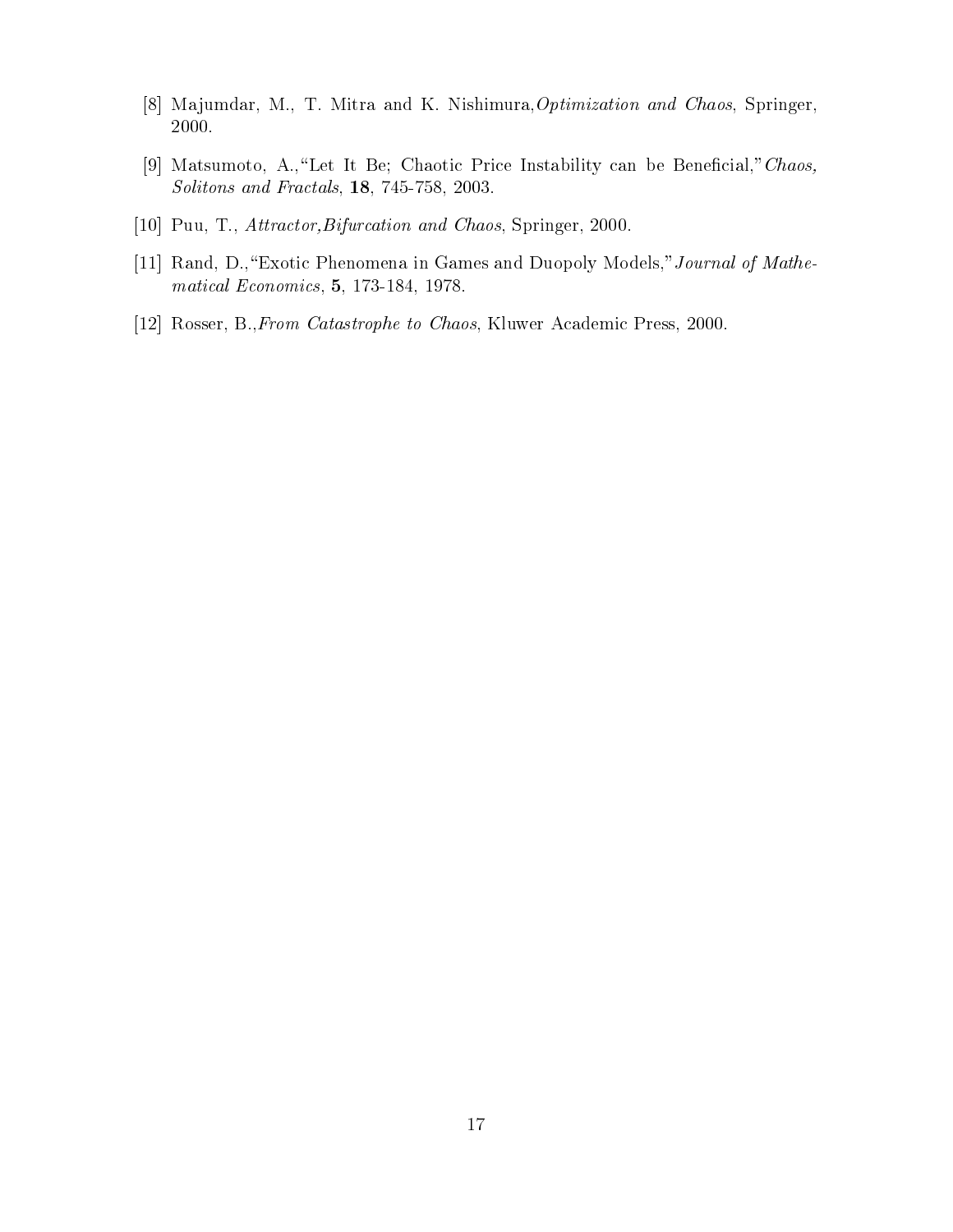[8] Majumdar, M., T. Mitra and K. Nishimura, *Optimization and Chaos*, Springer, 2000.

[9] Matsumoto, A.,"Let It Be; Chaotic Price Instability can be Beneficial," *Chaos, Solitons and Fractals*, **18**, 745-758, 2003.

[10] Puu, T., *Attractor,Bifurcation and Chaos*, Springer, 2000.

[11] Rand, D.,"Exotic Phenomena in Games and Duopoly Models," *Journal of Mathematical Economics*, **5**, 173-184, 1978.

[12] Rosser, B., *From Catastrophe to Chaos*, Kluwer Academic Press, 2000.